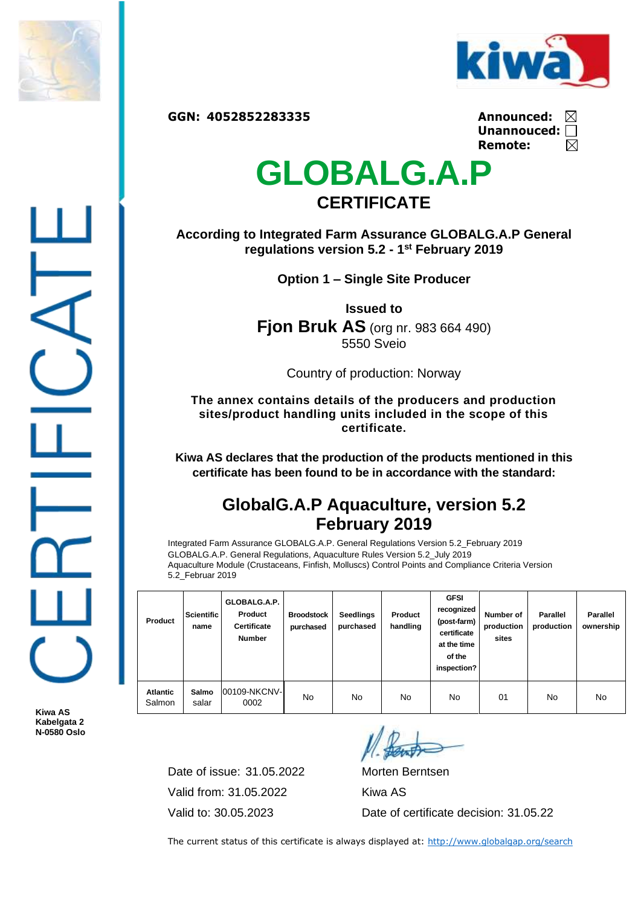GGN: 4052852283335

**Announced:** ☒
**Unannouced:** ☐
**Remote:** ☒

# GLOBALG.A.P

## CERTIFICATE

**According to Integrated Farm Assurance GLOBALG.A.P General regulations version 5.2 - 1st February 2019**

**Option 1 – Single Site Producer**

**Issued to**

**Fjon Bruk AS** (org nr. 983 664 490)
5550 Sveio

Country of production: Norway

**The annex contains details of the producers and production sites/product handling units included in the scope of this certificate.**

**Kiwa AS declares that the production of the products mentioned in this certificate has been found to be in accordance with the standard:**

## GlobalG.A.P Aquaculture, version 5.2 February 2019

Integrated Farm Assurance GLOBALG.A.P. General Regulations Version 5.2_February 2019
GLOBALG.A.P. General Regulations, Aquaculture Rules Version 5.2_July 2019
Aquaculture Module (Crustaceans, Finfish, Molluscs) Control Points and Compliance Criteria Version 5.2_Februar 2019

| Product | Scientific name | GLOBALG.A.P. Product Certificate Number | Broodstock purchased | Seedlings purchased | Product handling | GFSI recognized (post-farm) certificate at the time of the inspection? | Number of production sites | Parallel production | Parallel ownership |
|---|---|---|---|---|---|---|---|---|---|
| **Atlantic** Salmon | **Salmo** salar | 00109-NKCNV-0002 | No | No | No | No | 01 | No | No |

Date of issue: 31.05.2022
Valid from: 31.05.2022
Valid to: 30.05.2023

Morten Berntsen
Kiwa AS
Date of certificate decision: 31.05.22

**Kiwa AS**
**Kabelgata 2**
**N-0580 Oslo**

The current status of this certificate is always displayed at: http://www.globalgap.org/search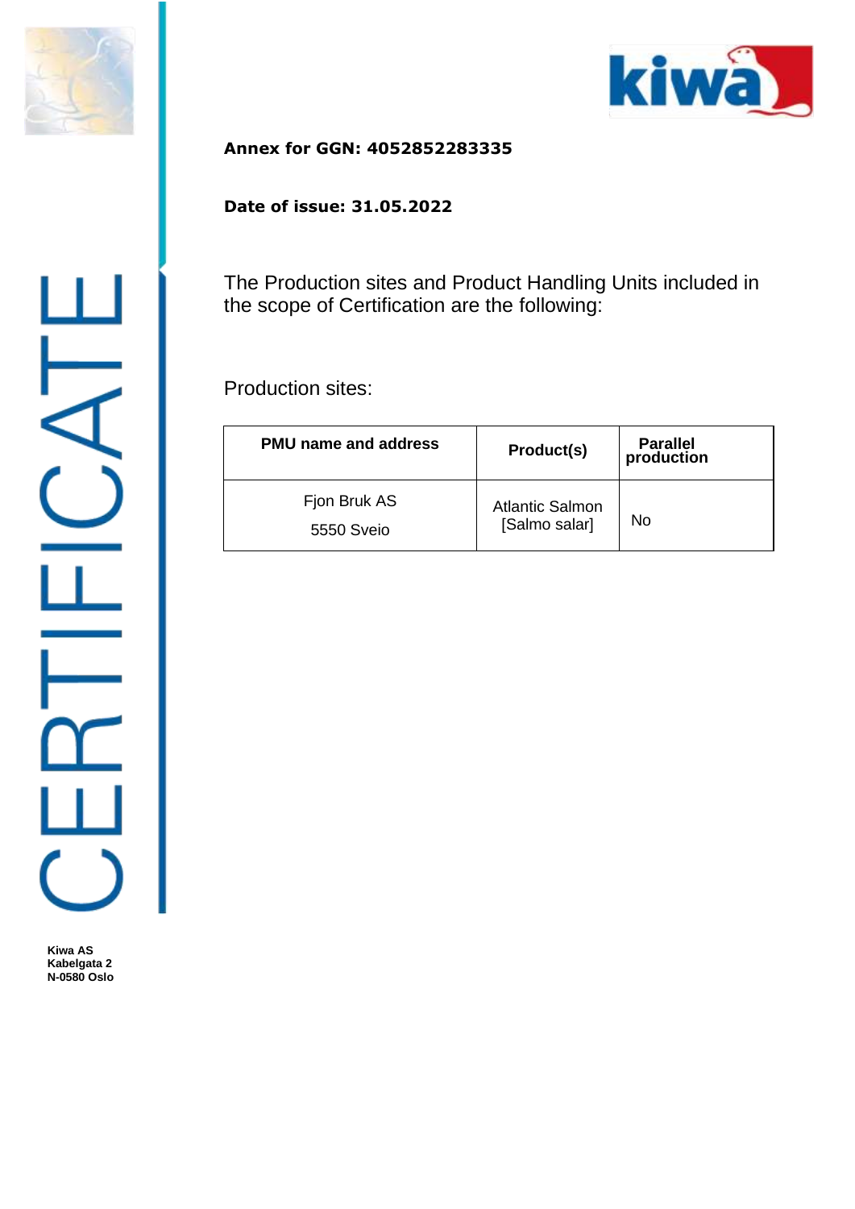**Annex for GGN: 4052852283335**

**Date of issue: 31.05.2022**

The Production sites and Product Handling Units included in the scope of Certification are the following:

Production sites:

| PMU name and address | Product(s) | Parallel production |
|---|---|---|
| Fjon Bruk AS<br>5550 Sveio | Atlantic Salmon [Salmo salar] | No |

CERTIFICATE

**Kiwa AS**
**Kabelgata 2**
**N-0580 Oslo**